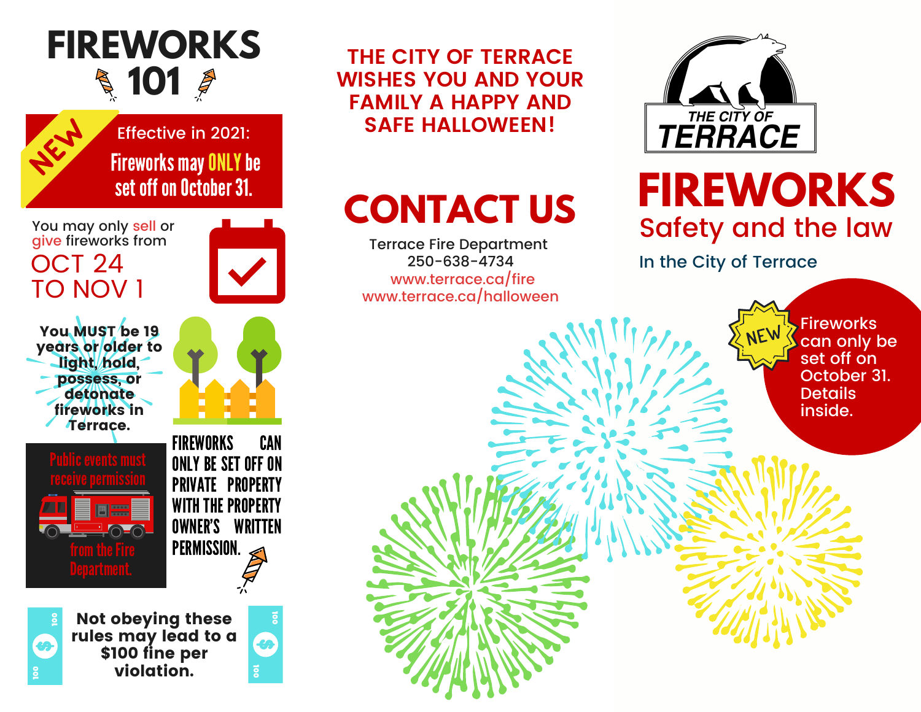# FIREWORKS 101

**NEW**

Effective in 2021:

**Fireworks may ONLY be set off on October 31.**

You may only sell or give fireworks from

OCT 24 TO NOV 1

**You MUST be 19 years or older to light, hold, possess, or detonate fireworks in Terrace.**

Public events must receive permission from the Fire Department.

FIREWORKS CAN ONLY BE SET OFF ON PRIVATE PROPERTY WITH THE PROPERTY OWNER'S WRITTEN PERMISSION.

**Not obeying these rules may lead to a $100 fine per violation.**

THE CITY OF TERRACE WISHES YOU AND YOUR FAMILY A HAPPY AND SAFE HALLOWEEN!

## CONTACT US

Terrace Fire Department
250-638-4734
www.terrace.ca/fire
www.terrace.ca/halloween

THE CITY OF TERRACE

# FIREWORKS

## Safety and the law

In the City of Terrace

**NEW** Fireworks can only be set off on October 31. Details inside.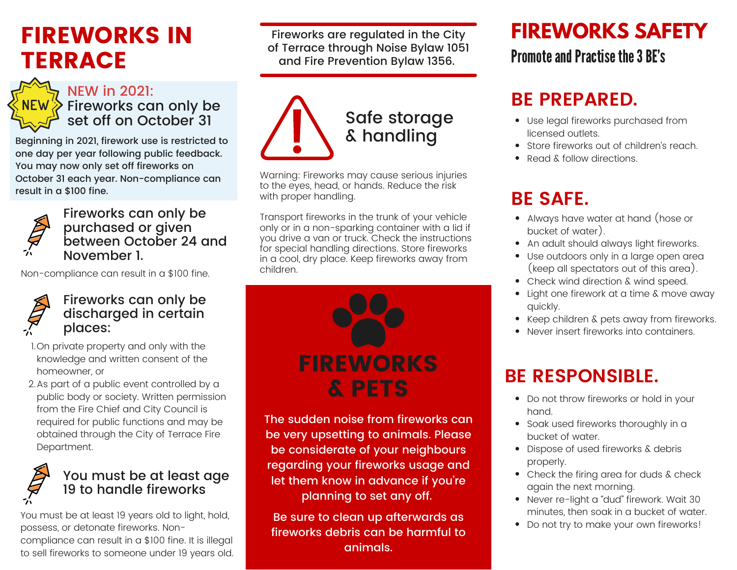# FIREWORKS IN TERRACE

NEW

## NEW in 2021: Fireworks can only be set off on October 31

**Beginning in 2021, firework use is restricted to one day per year following public feedback. You may now only set off fireworks on October 31 each year. Non-compliance can result in a $100 fine.**

### Fireworks can only be purchased or given between October 24 and November 1.

Non-compliance can result in a $100 fine.

### Fireworks can only be discharged in certain places:

1. On private property and only with the knowledge and written consent of the homeowner, or
2. As part of a public event controlled by a public body or society. Written permission from the Fire Chief and City Council is required for public functions and may be obtained through the City of Terrace Fire Department.

### You must be at least age 19 to handle fireworks

You must be at least 19 years old to light, hold, possess, or detonate fireworks. Non-compliance can result in a $100 fine. It is illegal to sell fireworks to someone under 19 years old.

Fireworks are regulated in the City of Terrace through Noise Bylaw 1051 and Fire Prevention Bylaw 1356.

## Safe storage & handling

Warning: Fireworks may cause serious injuries to the eyes, head, or hands. Reduce the risk with proper handling.

Transport fireworks in the trunk of your vehicle only or in a non-sparking container with a lid if you drive a van or truck. Check the instructions for special handling directions. Store fireworks in a cool, dry place. Keep fireworks away from children.

## FIREWORKS & PETS

The sudden noise from fireworks can be very upsetting to animals. Please be considerate of your neighbours regarding your fireworks usage and let them know in advance if you're planning to set any off.

Be sure to clean up afterwards as fireworks debris can be harmful to animals.

# FIREWORKS SAFETY

Promote and Practise the 3 BE's

## BE PREPARED.

- Use legal fireworks purchased from licensed outlets.
- Store fireworks out of children's reach.
- Read & follow directions.

## BE SAFE.

- Always have water at hand (hose or bucket of water).
- An adult should always light fireworks.
- Use outdoors only in a large open area (keep all spectators out of this area).
- Check wind direction & wind speed.
- Light one firework at a time & move away quickly.
- Keep children & pets away from fireworks.
- Never insert fireworks into containers.

## BE RESPONSIBLE.

- Do not throw fireworks or hold in your hand.
- Soak used fireworks thoroughly in a bucket of water.
- Dispose of used fireworks & debris properly.
- Check the firing area for duds & check again the next morning.
- Never re-light a "dud" firework. Wait 30 minutes, then soak in a bucket of water.
- Do not try to make your own fireworks!